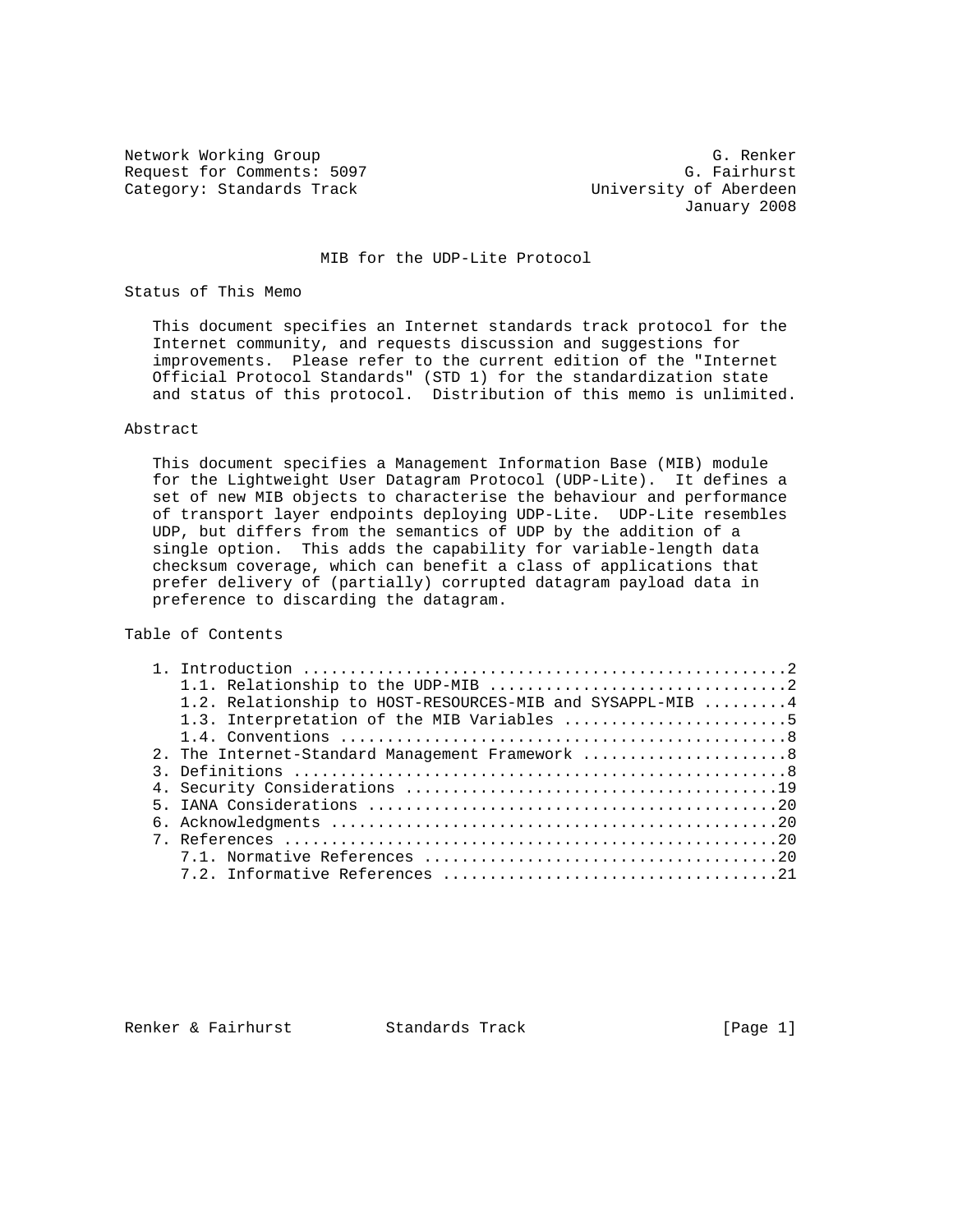Network Working Group G. Renker
Request for Comments: 5097 G. Fairhurst
Category: Standards Track University of Aberdeen
January 2008

# MIB for the UDP-Lite Protocol

## Status of This Memo

This document specifies an Internet standards track protocol for the Internet community, and requests discussion and suggestions for improvements. Please refer to the current edition of the "Internet Official Protocol Standards" (STD 1) for the standardization state and status of this protocol. Distribution of this memo is unlimited.

## Abstract

This document specifies a Management Information Base (MIB) module for the Lightweight User Datagram Protocol (UDP-Lite). It defines a set of new MIB objects to characterise the behaviour and performance of transport layer endpoints deploying UDP-Lite. UDP-Lite resembles UDP, but differs from the semantics of UDP by the addition of a single option. This adds the capability for variable-length data checksum coverage, which can benefit a class of applications that prefer delivery of (partially) corrupted datagram payload data in preference to discarding the datagram.

## Table of Contents

```
1. Introduction ....................................................2
   1.1. Relationship to the UDP-MIB ................................2
   1.2. Relationship to HOST-RESOURCES-MIB and SYSAPPL-MIB .........4
   1.3. Interpretation of the MIB Variables ........................5
   1.4. Conventions ................................................8
2. The Internet-Standard Management Framework ......................8
3. Definitions .....................................................8
4. Security Considerations ........................................19
5. IANA Considerations ............................................20
6. Acknowledgments ................................................20
7. References .....................................................20
   7.1. Normative References ......................................20
   7.2. Informative References ....................................21
```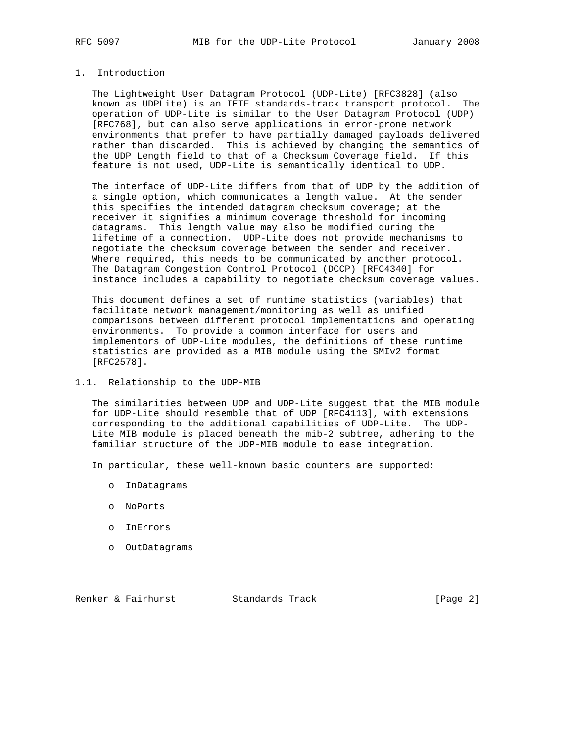# 1. Introduction

The Lightweight User Datagram Protocol (UDP-Lite) [RFC3828] (also known as UDPLite) is an IETF standards-track transport protocol. The operation of UDP-Lite is similar to the User Datagram Protocol (UDP) [RFC768], but can also serve applications in error-prone network environments that prefer to have partially damaged payloads delivered rather than discarded. This is achieved by changing the semantics of the UDP Length field to that of a Checksum Coverage field. If this feature is not used, UDP-Lite is semantically identical to UDP.

The interface of UDP-Lite differs from that of UDP by the addition of a single option, which communicates a length value. At the sender this specifies the intended datagram checksum coverage; at the receiver it signifies a minimum coverage threshold for incoming datagrams. This length value may also be modified during the lifetime of a connection. UDP-Lite does not provide mechanisms to negotiate the checksum coverage between the sender and receiver. Where required, this needs to be communicated by another protocol. The Datagram Congestion Control Protocol (DCCP) [RFC4340] for instance includes a capability to negotiate checksum coverage values.

This document defines a set of runtime statistics (variables) that facilitate network management/monitoring as well as unified comparisons between different protocol implementations and operating environments. To provide a common interface for users and implementors of UDP-Lite modules, the definitions of these runtime statistics are provided as a MIB module using the SMIv2 format [RFC2578].

## 1.1. Relationship to the UDP-MIB

The similarities between UDP and UDP-Lite suggest that the MIB module for UDP-Lite should resemble that of UDP [RFC4113], with extensions corresponding to the additional capabilities of UDP-Lite. The UDP-Lite MIB module is placed beneath the mib-2 subtree, adhering to the familiar structure of the UDP-MIB module to ease integration.

In particular, these well-known basic counters are supported:

- InDatagrams
- NoPorts
- InErrors
- OutDatagrams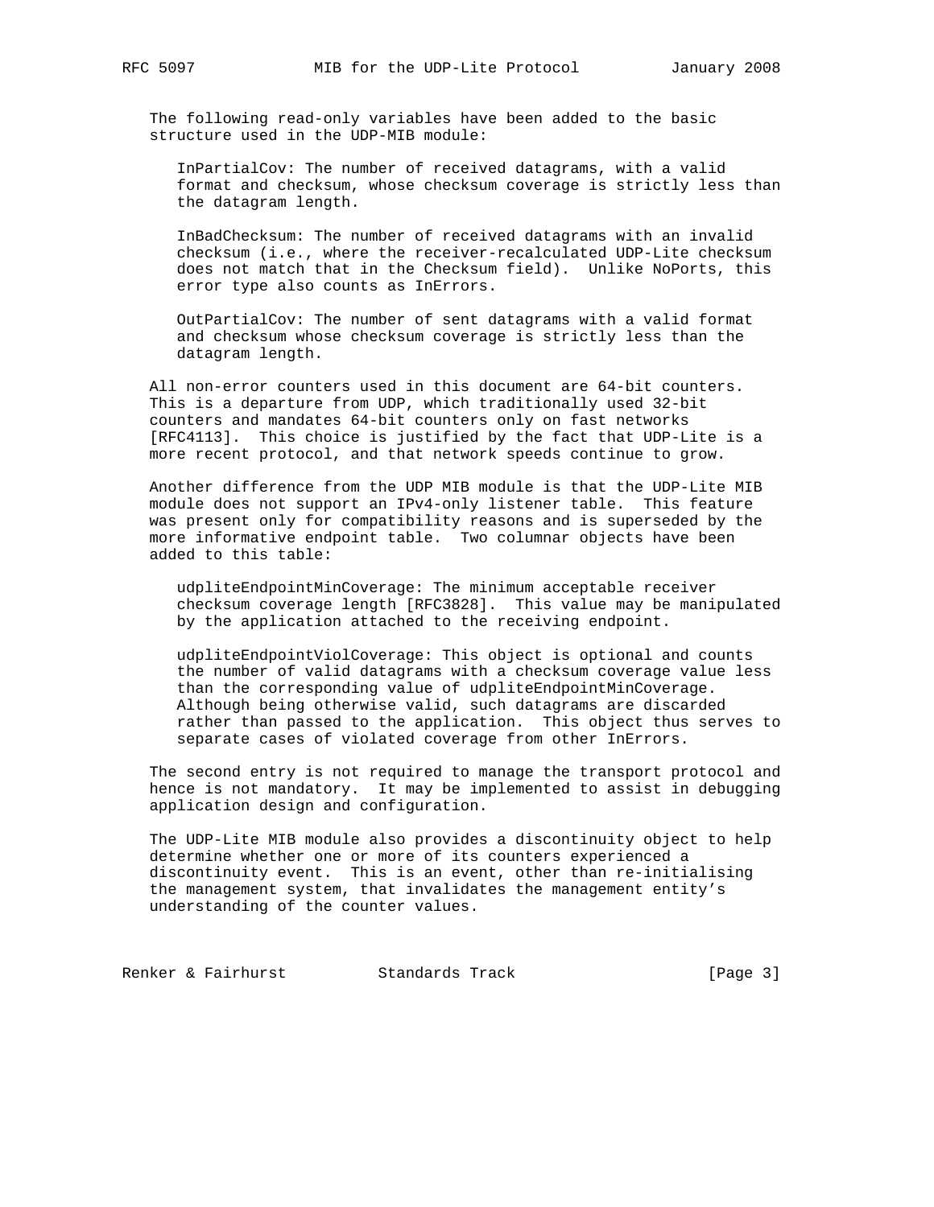The following read-only variables have been added to the basic structure used in the UDP-MIB module:

InPartialCov: The number of received datagrams, with a valid format and checksum, whose checksum coverage is strictly less than the datagram length.

InBadChecksum: The number of received datagrams with an invalid checksum (i.e., where the receiver-recalculated UDP-Lite checksum does not match that in the Checksum field). Unlike NoPorts, this error type also counts as InErrors.

OutPartialCov: The number of sent datagrams with a valid format and checksum whose checksum coverage is strictly less than the datagram length.

All non-error counters used in this document are 64-bit counters. This is a departure from UDP, which traditionally used 32-bit counters and mandates 64-bit counters only on fast networks [RFC4113]. This choice is justified by the fact that UDP-Lite is a more recent protocol, and that network speeds continue to grow.

Another difference from the UDP MIB module is that the UDP-Lite MIB module does not support an IPv4-only listener table. This feature was present only for compatibility reasons and is superseded by the more informative endpoint table. Two columnar objects have been added to this table:

udpliteEndpointMinCoverage: The minimum acceptable receiver checksum coverage length [RFC3828]. This value may be manipulated by the application attached to the receiving endpoint.

udpliteEndpointViolCoverage: This object is optional and counts the number of valid datagrams with a checksum coverage value less than the corresponding value of udpliteEndpointMinCoverage. Although being otherwise valid, such datagrams are discarded rather than passed to the application. This object thus serves to separate cases of violated coverage from other InErrors.

The second entry is not required to manage the transport protocol and hence is not mandatory. It may be implemented to assist in debugging application design and configuration.

The UDP-Lite MIB module also provides a discontinuity object to help determine whether one or more of its counters experienced a discontinuity event. This is an event, other than re-initialising the management system, that invalidates the management entity's understanding of the counter values.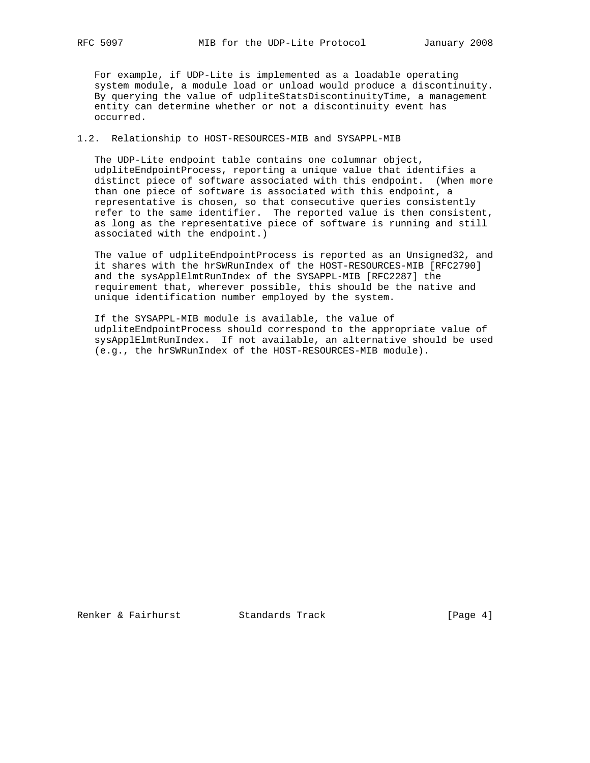For example, if UDP-Lite is implemented as a loadable operating system module, a module load or unload would produce a discontinuity. By querying the value of udpliteStatsDiscontinuityTime, a management entity can determine whether or not a discontinuity event has occurred.

## 1.2. Relationship to HOST-RESOURCES-MIB and SYSAPPL-MIB

The UDP-Lite endpoint table contains one columnar object, udpliteEndpointProcess, reporting a unique value that identifies a distinct piece of software associated with this endpoint. (When more than one piece of software is associated with this endpoint, a representative is chosen, so that consecutive queries consistently refer to the same identifier. The reported value is then consistent, as long as the representative piece of software is running and still associated with the endpoint.)

The value of udpliteEndpointProcess is reported as an Unsigned32, and it shares with the hrSWRunIndex of the HOST-RESOURCES-MIB [RFC2790] and the sysApplElmtRunIndex of the SYSAPPL-MIB [RFC2287] the requirement that, wherever possible, this should be the native and unique identification number employed by the system.

If the SYSAPPL-MIB module is available, the value of udpliteEndpointProcess should correspond to the appropriate value of sysApplElmtRunIndex. If not available, an alternative should be used (e.g., the hrSWRunIndex of the HOST-RESOURCES-MIB module).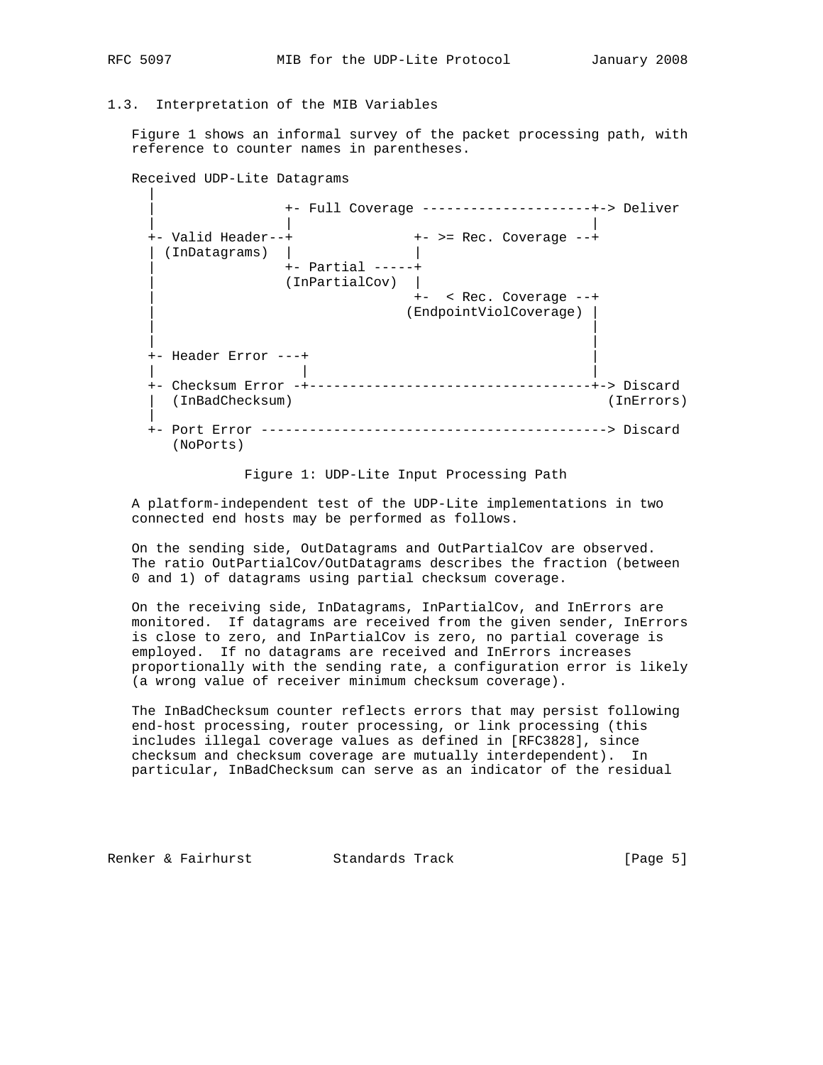### 1.3. Interpretation of the MIB Variables

Figure 1 shows an informal survey of the packet processing path, with reference to counter names in parentheses.

```
Received UDP-Lite Datagrams
  |
  |                +- Full Coverage ---------------------+-> Deliver
  |                |                                     |
  +- Valid Header--+               +- >= Rec. Coverage --+
  | (InDatagrams)  |               |
  |                +- Partial -----+
  |                (InPartialCov)  |
  |                                +-  < Rec. Coverage --+
  |                               (EndpointViolCoverage) |
  |                                                      |
  |                                                      |
  +- Header Error ---+                                   |
  |                  |                                   |
  +- Checksum Error -+-----------------------------------+-> Discard
  |  (InBadChecksum)                                      (InErrors)
  |
  +- Port Error -------------------------------------------> Discard
     (NoPorts)
```

Figure 1: UDP-Lite Input Processing Path

A platform-independent test of the UDP-Lite implementations in two connected end hosts may be performed as follows.

On the sending side, OutDatagrams and OutPartialCov are observed. The ratio OutPartialCov/OutDatagrams describes the fraction (between 0 and 1) of datagrams using partial checksum coverage.

On the receiving side, InDatagrams, InPartialCov, and InErrors are monitored. If datagrams are received from the given sender, InErrors is close to zero, and InPartialCov is zero, no partial coverage is employed. If no datagrams are received and InErrors increases proportionally with the sending rate, a configuration error is likely (a wrong value of receiver minimum checksum coverage).

The InBadChecksum counter reflects errors that may persist following end-host processing, router processing, or link processing (this includes illegal coverage values as defined in [RFC3828], since checksum and checksum coverage are mutually interdependent). In particular, InBadChecksum can serve as an indicator of the residual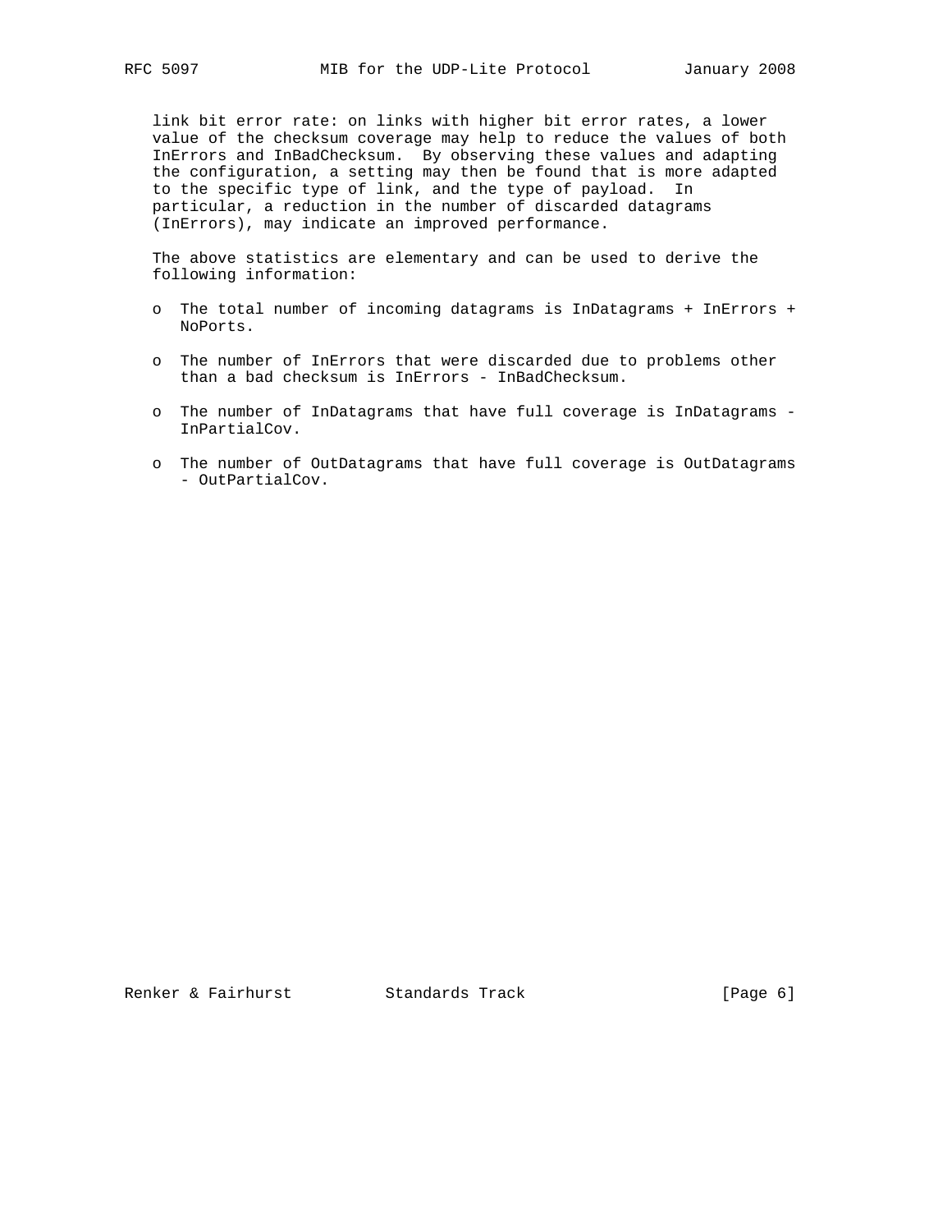link bit error rate: on links with higher bit error rates, a lower value of the checksum coverage may help to reduce the values of both InErrors and InBadChecksum. By observing these values and adapting the configuration, a setting may then be found that is more adapted to the specific type of link, and the type of payload. In particular, a reduction in the number of discarded datagrams (InErrors), may indicate an improved performance.

The above statistics are elementary and can be used to derive the following information:

- The total number of incoming datagrams is InDatagrams + InErrors + NoPorts.
- The number of InErrors that were discarded due to problems other than a bad checksum is InErrors - InBadChecksum.
- The number of InDatagrams that have full coverage is InDatagrams - InPartialCov.
- The number of OutDatagrams that have full coverage is OutDatagrams - OutPartialCov.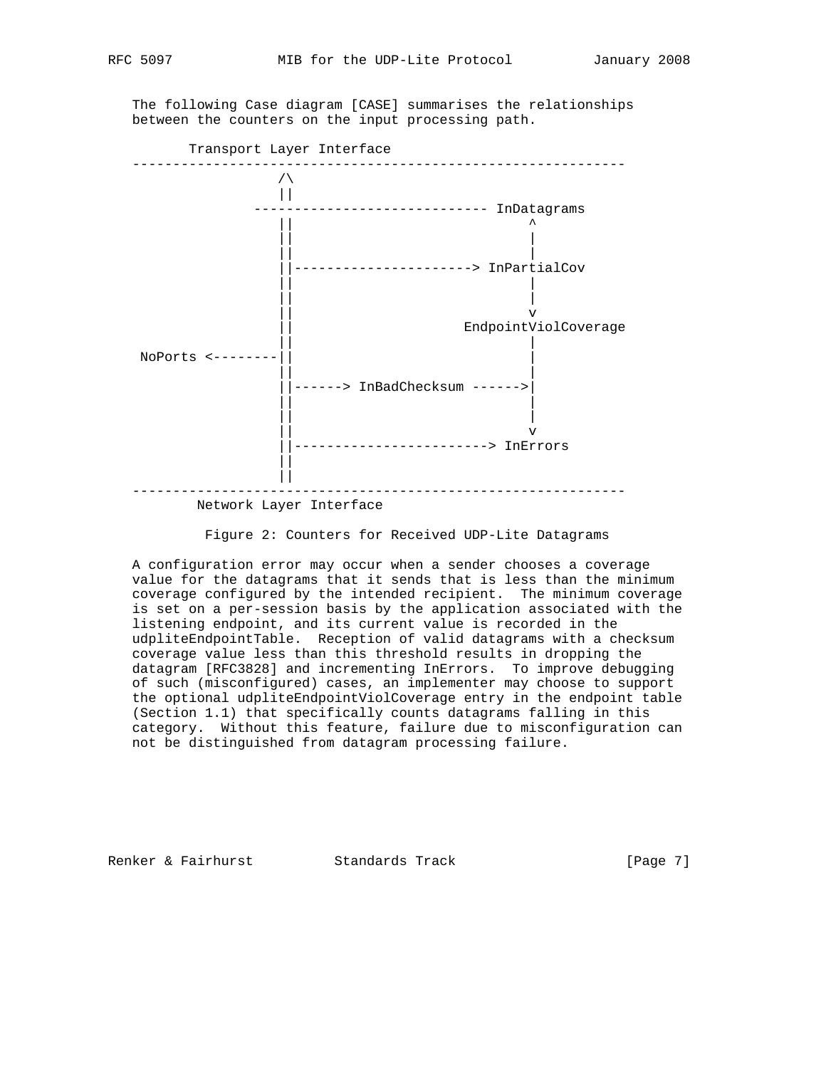The following Case diagram [CASE] summarises the relationships between the counters on the input processing path.

```
       Transport Layer Interface
-------------------------------------------------------------
                 /\
                 ||
              ----------------------------- InDatagrams
                 ||                             ^
                 ||                             |
                 ||                             |
                 ||----------------------> InPartialCov
                 ||                             |
                 ||                             |
                 ||                             v
                 ||                  EndpointViolCoverage
                 ||                             |
 NoPorts <--------||                            |
                 ||                             |
                 ||------> InBadChecksum ------>|
                 ||                             |
                 ||                             |
                 ||                             v
                 ||------------------------> InErrors
                 ||
                 ||
-------------------------------------------------------------
        Network Layer Interface
```

Figure 2: Counters for Received UDP-Lite Datagrams

A configuration error may occur when a sender chooses a coverage value for the datagrams that it sends that is less than the minimum coverage configured by the intended recipient. The minimum coverage is set on a per-session basis by the application associated with the listening endpoint, and its current value is recorded in the udpliteEndpointTable. Reception of valid datagrams with a checksum coverage value less than this threshold results in dropping the datagram [RFC3828] and incrementing InErrors. To improve debugging of such (misconfigured) cases, an implementer may choose to support the optional udpliteEndpointViolCoverage entry in the endpoint table (Section 1.1) that specifically counts datagrams falling in this category. Without this feature, failure due to misconfiguration can not be distinguished from datagram processing failure.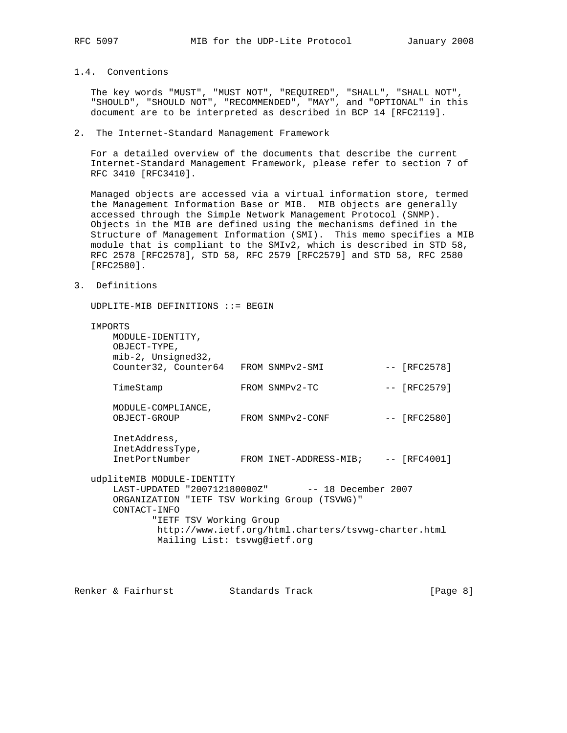### 1.4. Conventions

The key words "MUST", "MUST NOT", "REQUIRED", "SHALL", "SHALL NOT", "SHOULD", "SHOULD NOT", "RECOMMENDED", "MAY", and "OPTIONAL" in this document are to be interpreted as described in BCP 14 [RFC2119].

## 2. The Internet-Standard Management Framework

For a detailed overview of the documents that describe the current Internet-Standard Management Framework, please refer to section 7 of RFC 3410 [RFC3410].

Managed objects are accessed via a virtual information store, termed the Management Information Base or MIB. MIB objects are generally accessed through the Simple Network Management Protocol (SNMP). Objects in the MIB are defined using the mechanisms defined in the Structure of Management Information (SMI). This memo specifies a MIB module that is compliant to the SMIv2, which is described in STD 58, RFC 2578 [RFC2578], STD 58, RFC 2579 [RFC2579] and STD 58, RFC 2580 [RFC2580].

## 3. Definitions

```
UDPLITE-MIB DEFINITIONS ::= BEGIN

IMPORTS
    MODULE-IDENTITY,
    OBJECT-TYPE,
    mib-2, Unsigned32,
    Counter32, Counter64   FROM SNMPv2-SMI           -- [RFC2578]

    TimeStamp              FROM SNMPv2-TC            -- [RFC2579]

    MODULE-COMPLIANCE,
    OBJECT-GROUP           FROM SNMPv2-CONF          -- [RFC2580]

    InetAddress,
    InetAddressType,
    InetPortNumber         FROM INET-ADDRESS-MIB;    -- [RFC4001]

udpliteMIB MODULE-IDENTITY
    LAST-UPDATED "200712180000Z"       -- 18 December 2007
    ORGANIZATION "IETF TSV Working Group (TSVWG)"
    CONTACT-INFO
           "IETF TSV Working Group
            http://www.ietf.org/html.charters/tsvwg-charter.html
            Mailing List: tsvwg@ietf.org
```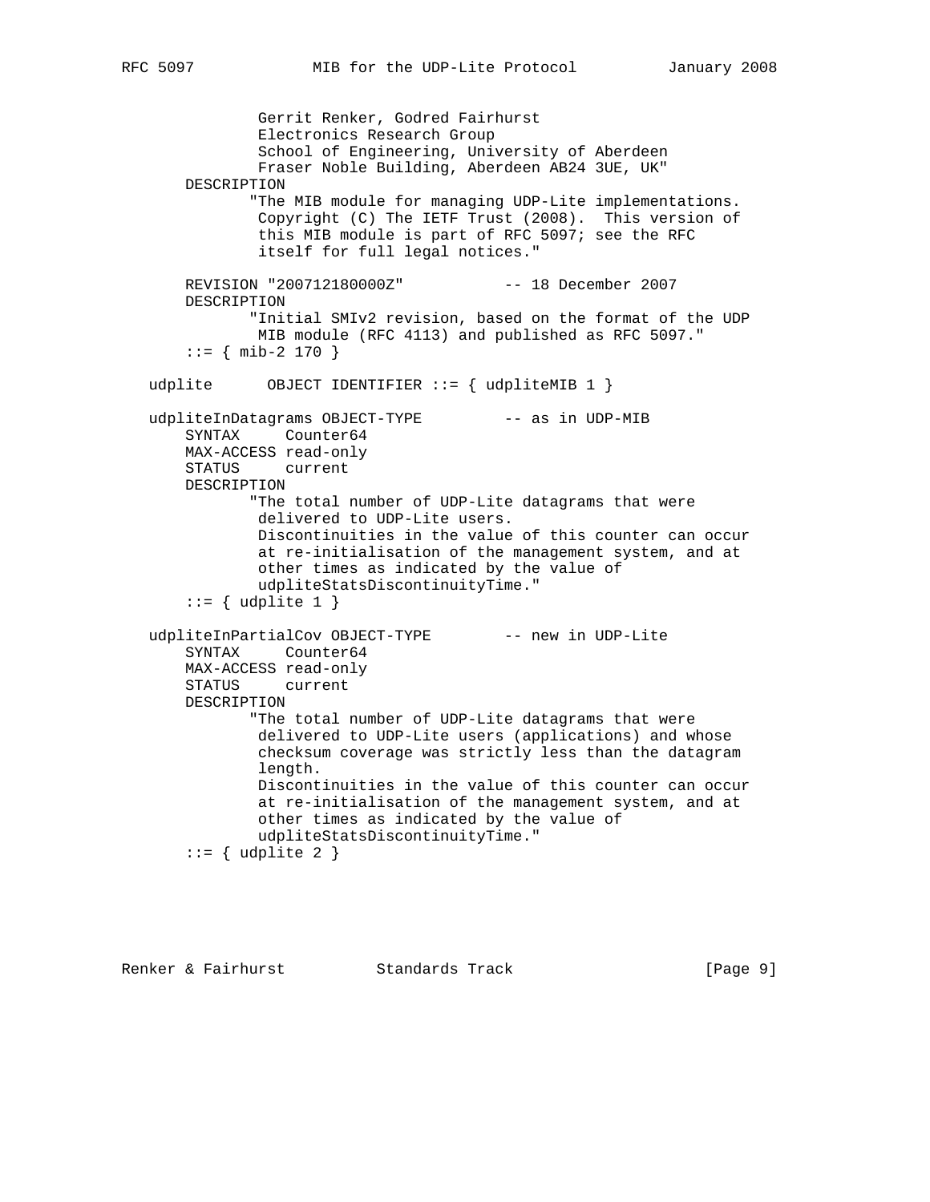```
             Gerrit Renker, Godred Fairhurst
             Electronics Research Group
             School of Engineering, University of Aberdeen
             Fraser Noble Building, Aberdeen AB24 3UE, UK"
    DESCRIPTION
           "The MIB module for managing UDP-Lite implementations.
            Copyright (C) The IETF Trust (2008).  This version of
            this MIB module is part of RFC 5097; see the RFC
            itself for full legal notices."

    REVISION "200712180000Z"          -- 18 December 2007
    DESCRIPTION
           "Initial SMIv2 revision, based on the format of the UDP
            MIB module (RFC 4113) and published as RFC 5097."
    ::= { mib-2 170 }

udplite      OBJECT IDENTIFIER ::= { udpliteMIB 1 }

udpliteInDatagrams OBJECT-TYPE        -- as in UDP-MIB
    SYNTAX     Counter64
    MAX-ACCESS read-only
    STATUS     current
    DESCRIPTION
           "The total number of UDP-Lite datagrams that were
            delivered to UDP-Lite users.
            Discontinuities in the value of this counter can occur
            at re-initialisation of the management system, and at
            other times as indicated by the value of
            udpliteStatsDiscontinuityTime."
    ::= { udplite 1 }

udpliteInPartialCov OBJECT-TYPE       -- new in UDP-Lite
    SYNTAX     Counter64
    MAX-ACCESS read-only
    STATUS     current
    DESCRIPTION
           "The total number of UDP-Lite datagrams that were
            delivered to UDP-Lite users (applications) and whose
            checksum coverage was strictly less than the datagram
            length.
            Discontinuities in the value of this counter can occur
            at re-initialisation of the management system, and at
            other times as indicated by the value of
            udpliteStatsDiscontinuityTime."
    ::= { udplite 2 }
```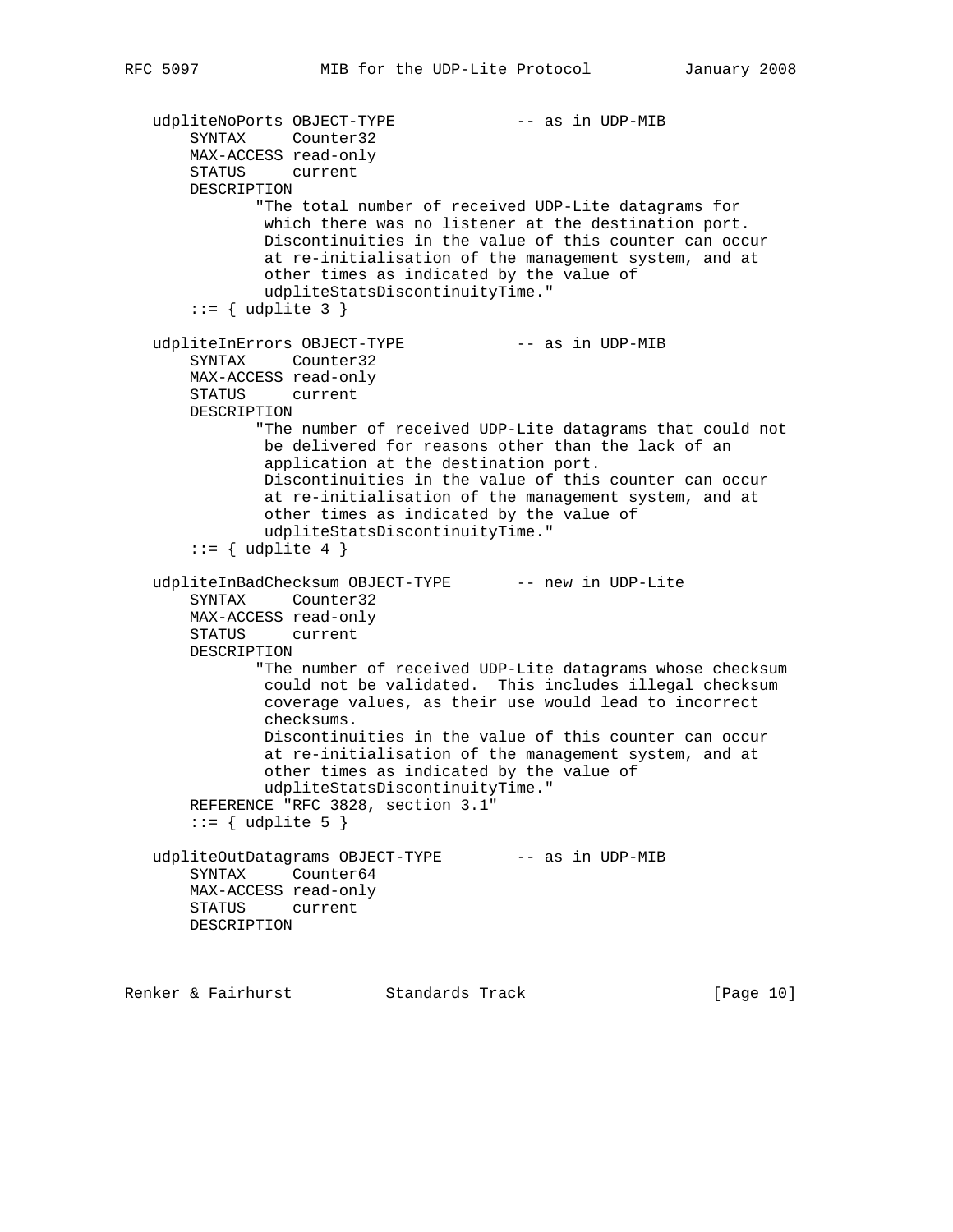```
   udpliteNoPorts OBJECT-TYPE            -- as in UDP-MIB
       SYNTAX     Counter32
       MAX-ACCESS read-only
       STATUS     current
       DESCRIPTION
              "The total number of received UDP-Lite datagrams for
               which there was no listener at the destination port.
               Discontinuities in the value of this counter can occur
               at re-initialisation of the management system, and at
               other times as indicated by the value of
               udpliteStatsDiscontinuityTime."
       ::= { udplite 3 }

   udpliteInErrors OBJECT-TYPE           -- as in UDP-MIB
       SYNTAX     Counter32
       MAX-ACCESS read-only
       STATUS     current
       DESCRIPTION
              "The number of received UDP-Lite datagrams that could not
               be delivered for reasons other than the lack of an
               application at the destination port.
               Discontinuities in the value of this counter can occur
               at re-initialisation of the management system, and at
               other times as indicated by the value of
               udpliteStatsDiscontinuityTime."
       ::= { udplite 4 }

   udpliteInBadChecksum OBJECT-TYPE      -- new in UDP-Lite
       SYNTAX     Counter32
       MAX-ACCESS read-only
       STATUS     current
       DESCRIPTION
              "The number of received UDP-Lite datagrams whose checksum
               could not be validated.  This includes illegal checksum
               coverage values, as their use would lead to incorrect
               checksums.
               Discontinuities in the value of this counter can occur
               at re-initialisation of the management system, and at
               other times as indicated by the value of
               udpliteStatsDiscontinuityTime."
       REFERENCE "RFC 3828, section 3.1"
       ::= { udplite 5 }

   udpliteOutDatagrams OBJECT-TYPE       -- as in UDP-MIB
       SYNTAX     Counter64
       MAX-ACCESS read-only
       STATUS     current
       DESCRIPTION
```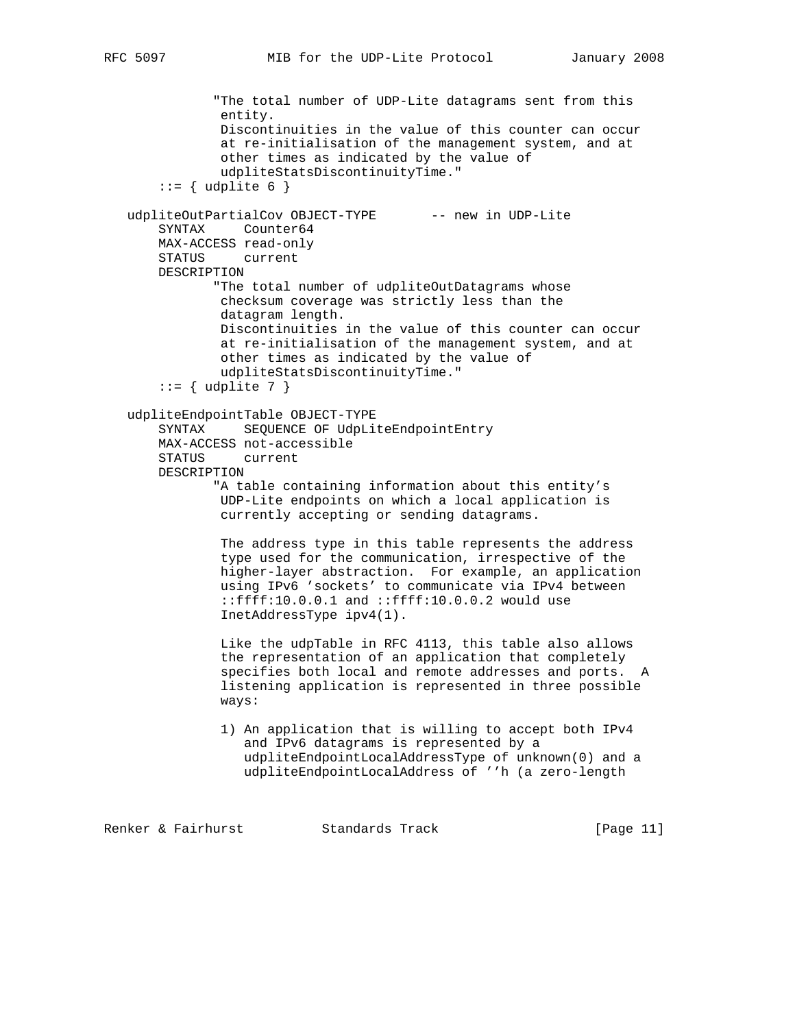```
             "The total number of UDP-Lite datagrams sent from this
              entity.
              Discontinuities in the value of this counter can occur
              at re-initialisation of the management system, and at
              other times as indicated by the value of
              udpliteStatsDiscontinuityTime."
       ::= { udplite 6 }

   udpliteOutPartialCov OBJECT-TYPE       -- new in UDP-Lite
       SYNTAX     Counter64
       MAX-ACCESS read-only
       STATUS     current
       DESCRIPTION
             "The total number of udpliteOutDatagrams whose
              checksum coverage was strictly less than the
              datagram length.
              Discontinuities in the value of this counter can occur
              at re-initialisation of the management system, and at
              other times as indicated by the value of
              udpliteStatsDiscontinuityTime."
       ::= { udplite 7 }

   udpliteEndpointTable OBJECT-TYPE
       SYNTAX     SEQUENCE OF UdpLiteEndpointEntry
       MAX-ACCESS not-accessible
       STATUS     current
       DESCRIPTION
             "A table containing information about this entity's
              UDP-Lite endpoints on which a local application is
              currently accepting or sending datagrams.

              The address type in this table represents the address
              type used for the communication, irrespective of the
              higher-layer abstraction.  For example, an application
              using IPv6 'sockets' to communicate via IPv4 between
              ::ffff:10.0.0.1 and ::ffff:10.0.0.2 would use
              InetAddressType ipv4(1).

              Like the udpTable in RFC 4113, this table also allows
              the representation of an application that completely
              specifies both local and remote addresses and ports.  A
              listening application is represented in three possible
              ways:

              1) An application that is willing to accept both IPv4
                 and IPv6 datagrams is represented by a
                 udpliteEndpointLocalAddressType of unknown(0) and a
                 udpliteEndpointLocalAddress of ''h (a zero-length
```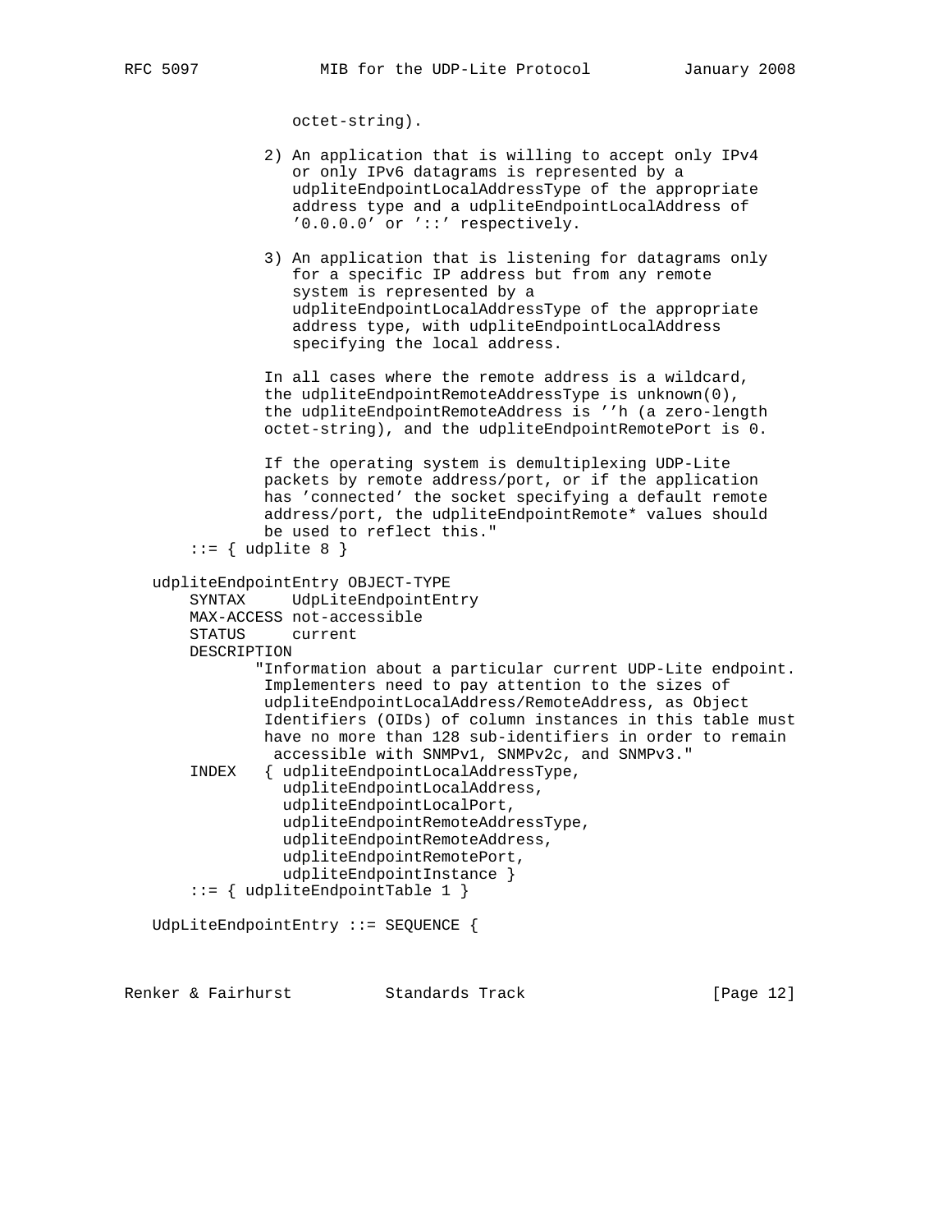```
                octet-string).

             2) An application that is willing to accept only IPv4
                or only IPv6 datagrams is represented by a
                udpliteEndpointLocalAddressType of the appropriate
                address type and a udpliteEndpointLocalAddress of
                '0.0.0.0' or '::' respectively.

             3) An application that is listening for datagrams only
                for a specific IP address but from any remote
                system is represented by a
                udpliteEndpointLocalAddressType of the appropriate
                address type, with udpliteEndpointLocalAddress
                specifying the local address.

             In all cases where the remote address is a wildcard,
             the udpliteEndpointRemoteAddressType is unknown(0),
             the udpliteEndpointRemoteAddress is ''h (a zero-length
             octet-string), and the udpliteEndpointRemotePort is 0.

             If the operating system is demultiplexing UDP-Lite
             packets by remote address/port, or if the application
             has 'connected' the socket specifying a default remote
             address/port, the udpliteEndpointRemote* values should
             be used to reflect this."
      ::= { udplite 8 }

   udpliteEndpointEntry OBJECT-TYPE
       SYNTAX     UdpLiteEndpointEntry
       MAX-ACCESS not-accessible
       STATUS     current
       DESCRIPTION
              "Information about a particular current UDP-Lite endpoint.
             Implementers need to pay attention to the sizes of
             udpliteEndpointLocalAddress/RemoteAddress, as Object
             Identifiers (OIDs) of column instances in this table must
             have no more than 128 sub-identifiers in order to remain
              accessible with SNMPv1, SNMPv2c, and SNMPv3."
       INDEX   { udpliteEndpointLocalAddressType,
                 udpliteEndpointLocalAddress,
                 udpliteEndpointLocalPort,
                 udpliteEndpointRemoteAddressType,
                 udpliteEndpointRemoteAddress,
                 udpliteEndpointRemotePort,
                 udpliteEndpointInstance }
       ::= { udpliteEndpointTable 1 }

   UdpLiteEndpointEntry ::= SEQUENCE {
```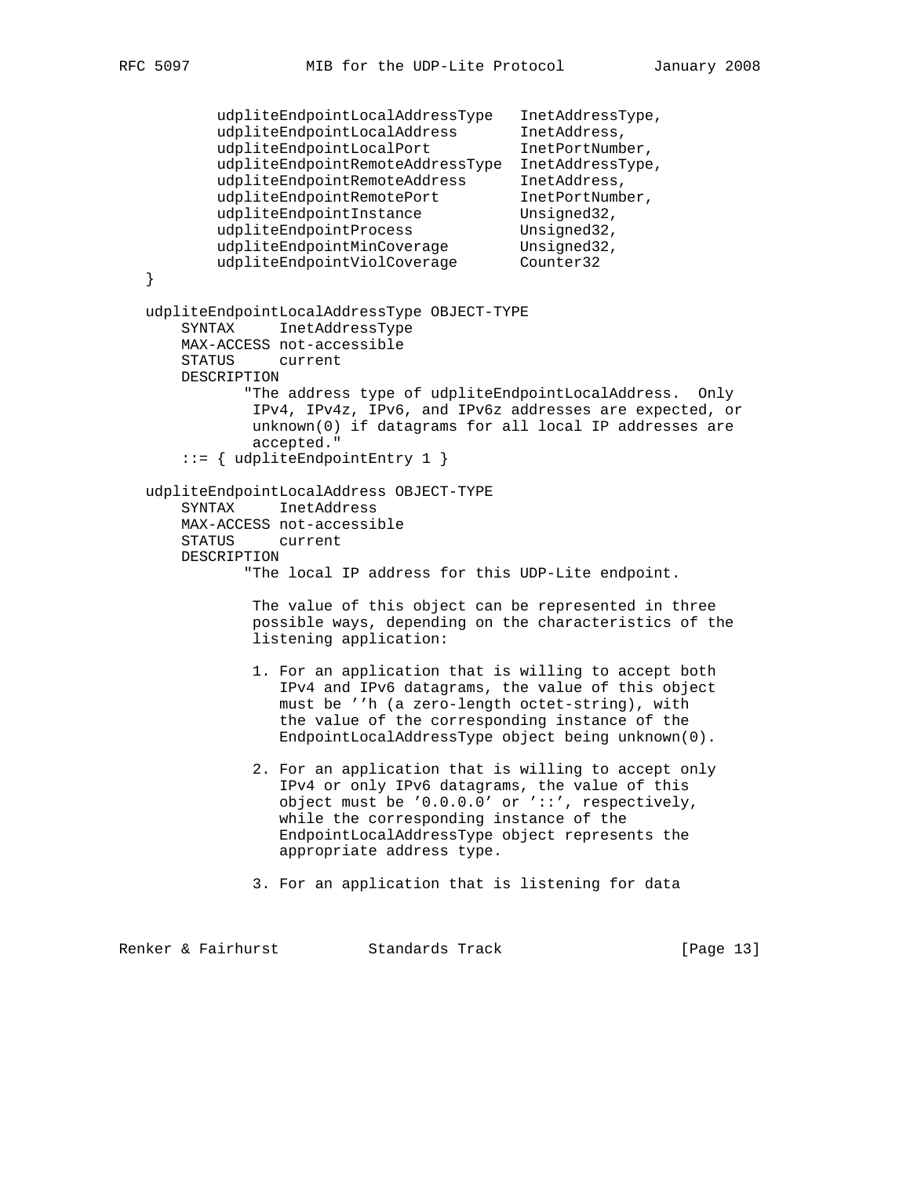```
          udpliteEndpointLocalAddressType   InetAddressType,
          udpliteEndpointLocalAddress       InetAddress,
          udpliteEndpointLocalPort          InetPortNumber,
          udpliteEndpointRemoteAddressType  InetAddressType,
          udpliteEndpointRemoteAddress      InetAddress,
          udpliteEndpointRemotePort         InetPortNumber,
          udpliteEndpointInstance           Unsigned32,
          udpliteEndpointProcess            Unsigned32,
          udpliteEndpointMinCoverage        Unsigned32,
          udpliteEndpointViolCoverage       Counter32
   }

   udpliteEndpointLocalAddressType OBJECT-TYPE
       SYNTAX     InetAddressType
       MAX-ACCESS not-accessible
       STATUS     current
       DESCRIPTION
              "The address type of udpliteEndpointLocalAddress.  Only
               IPv4, IPv4z, IPv6, and IPv6z addresses are expected, or
               unknown(0) if datagrams for all local IP addresses are
               accepted."
       ::= { udpliteEndpointEntry 1 }

   udpliteEndpointLocalAddress OBJECT-TYPE
       SYNTAX     InetAddress
       MAX-ACCESS not-accessible
       STATUS     current
       DESCRIPTION
              "The local IP address for this UDP-Lite endpoint.

               The value of this object can be represented in three
               possible ways, depending on the characteristics of the
               listening application:

               1. For an application that is willing to accept both
                  IPv4 and IPv6 datagrams, the value of this object
                  must be ''h (a zero-length octet-string), with
                  the value of the corresponding instance of the
                  EndpointLocalAddressType object being unknown(0).

               2. For an application that is willing to accept only
                  IPv4 or only IPv6 datagrams, the value of this
                  object must be '0.0.0.0' or '::', respectively,
                  while the corresponding instance of the
                  EndpointLocalAddressType object represents the
                  appropriate address type.

               3. For an application that is listening for data
```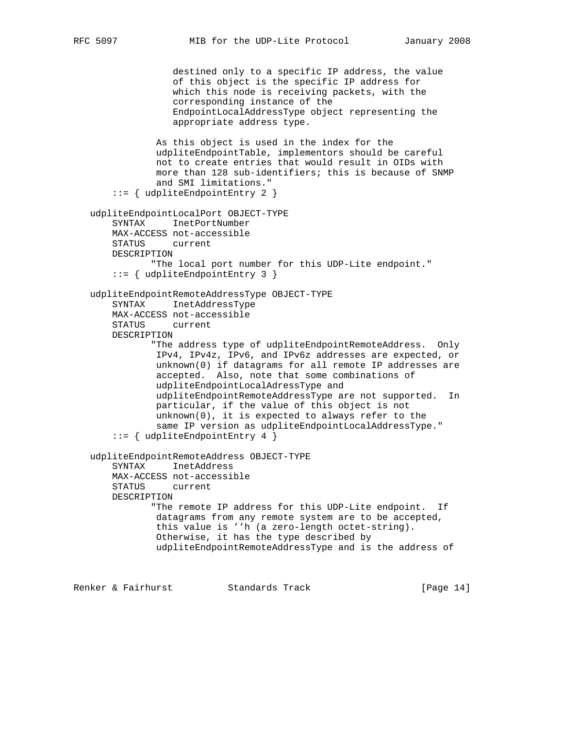```
                destined only to a specific IP address, the value
                of this object is the specific IP address for
                which this node is receiving packets, with the
                corresponding instance of the
                EndpointLocalAddressType object representing the
                appropriate address type.

             As this object is used in the index for the
             udpliteEndpointTable, implementors should be careful
             not to create entries that would result in OIDs with
             more than 128 sub-identifiers; this is because of SNMP
             and SMI limitations."
       ::= { udpliteEndpointEntry 2 }

   udpliteEndpointLocalPort OBJECT-TYPE
       SYNTAX     InetPortNumber
       MAX-ACCESS not-accessible
       STATUS     current
       DESCRIPTION
              "The local port number for this UDP-Lite endpoint."
       ::= { udpliteEndpointEntry 3 }

   udpliteEndpointRemoteAddressType OBJECT-TYPE
       SYNTAX     InetAddressType
       MAX-ACCESS not-accessible
       STATUS     current
       DESCRIPTION
              "The address type of udpliteEndpointRemoteAddress.  Only
               IPv4, IPv4z, IPv6, and IPv6z addresses are expected, or
               unknown(0) if datagrams for all remote IP addresses are
               accepted.  Also, note that some combinations of
               udpliteEndpointLocalAdressType and
               udpliteEndpointRemoteAddressType are not supported.  In
               particular, if the value of this object is not
               unknown(0), it is expected to always refer to the
               same IP version as udpliteEndpointLocalAddressType."
       ::= { udpliteEndpointEntry 4 }

   udpliteEndpointRemoteAddress OBJECT-TYPE
       SYNTAX     InetAddress
       MAX-ACCESS not-accessible
       STATUS     current
       DESCRIPTION
              "The remote IP address for this UDP-Lite endpoint.  If
               datagrams from any remote system are to be accepted,
               this value is ''h (a zero-length octet-string).
               Otherwise, it has the type described by
               udpliteEndpointRemoteAddressType and is the address of
```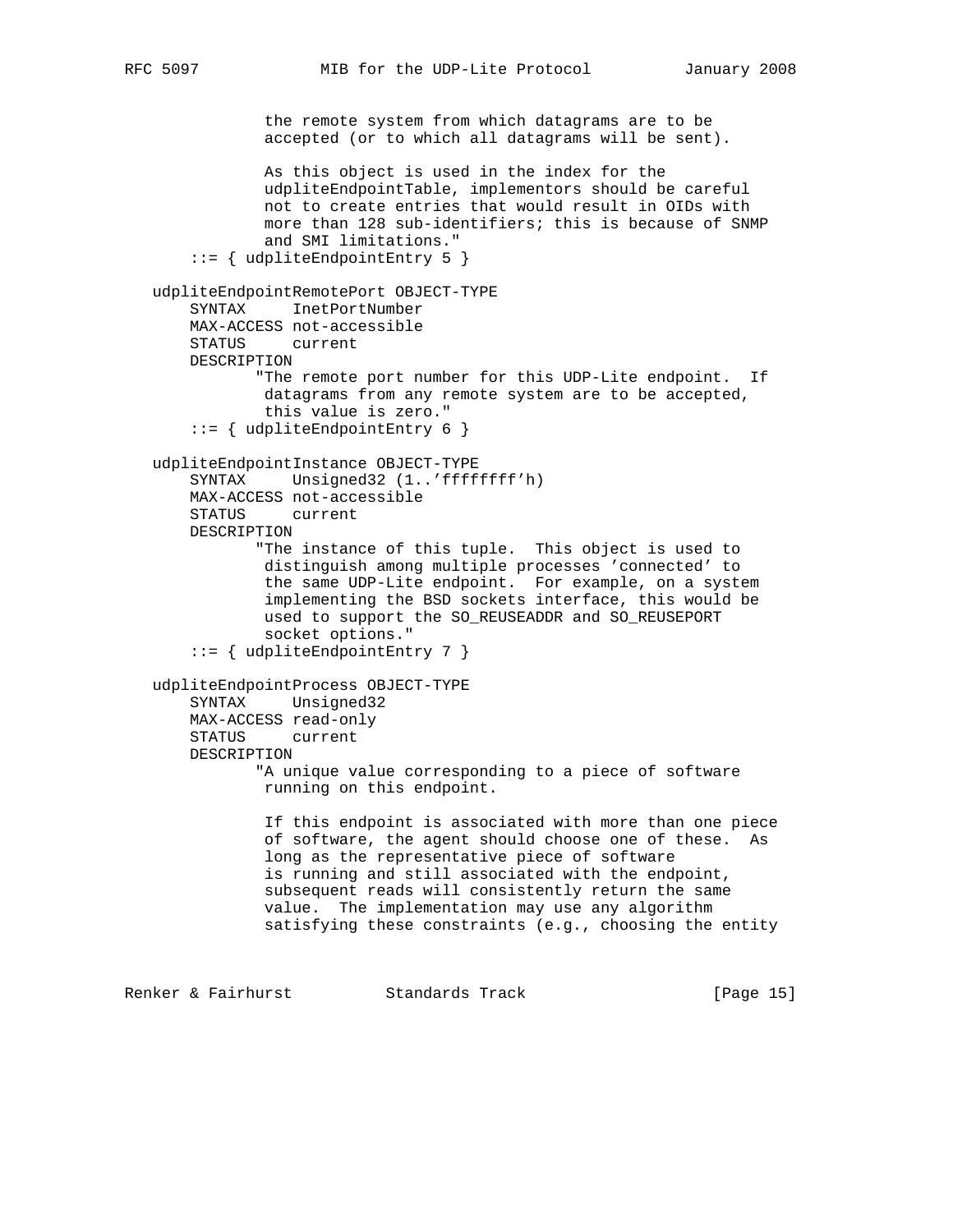```
              the remote system from which datagrams are to be
              accepted (or to which all datagrams will be sent).

              As this object is used in the index for the
              udpliteEndpointTable, implementors should be careful
              not to create entries that would result in OIDs with
              more than 128 sub-identifiers; this is because of SNMP
              and SMI limitations."
       ::= { udpliteEndpointEntry 5 }

   udpliteEndpointRemotePort OBJECT-TYPE
       SYNTAX     InetPortNumber
       MAX-ACCESS not-accessible
       STATUS     current
       DESCRIPTION
             "The remote port number for this UDP-Lite endpoint.  If
              datagrams from any remote system are to be accepted,
              this value is zero."
       ::= { udpliteEndpointEntry 6 }

   udpliteEndpointInstance OBJECT-TYPE
       SYNTAX     Unsigned32 (1..'ffffffff'h)
       MAX-ACCESS not-accessible
       STATUS     current
       DESCRIPTION
             "The instance of this tuple.  This object is used to
              distinguish among multiple processes 'connected' to
              the same UDP-Lite endpoint.  For example, on a system
              implementing the BSD sockets interface, this would be
              used to support the SO_REUSEADDR and SO_REUSEPORT
              socket options."
       ::= { udpliteEndpointEntry 7 }

   udpliteEndpointProcess OBJECT-TYPE
       SYNTAX     Unsigned32
       MAX-ACCESS read-only
       STATUS     current
       DESCRIPTION
             "A unique value corresponding to a piece of software
              running on this endpoint.

              If this endpoint is associated with more than one piece
              of software, the agent should choose one of these.  As
              long as the representative piece of software
              is running and still associated with the endpoint,
              subsequent reads will consistently return the same
              value.  The implementation may use any algorithm
              satisfying these constraints (e.g., choosing the entity
```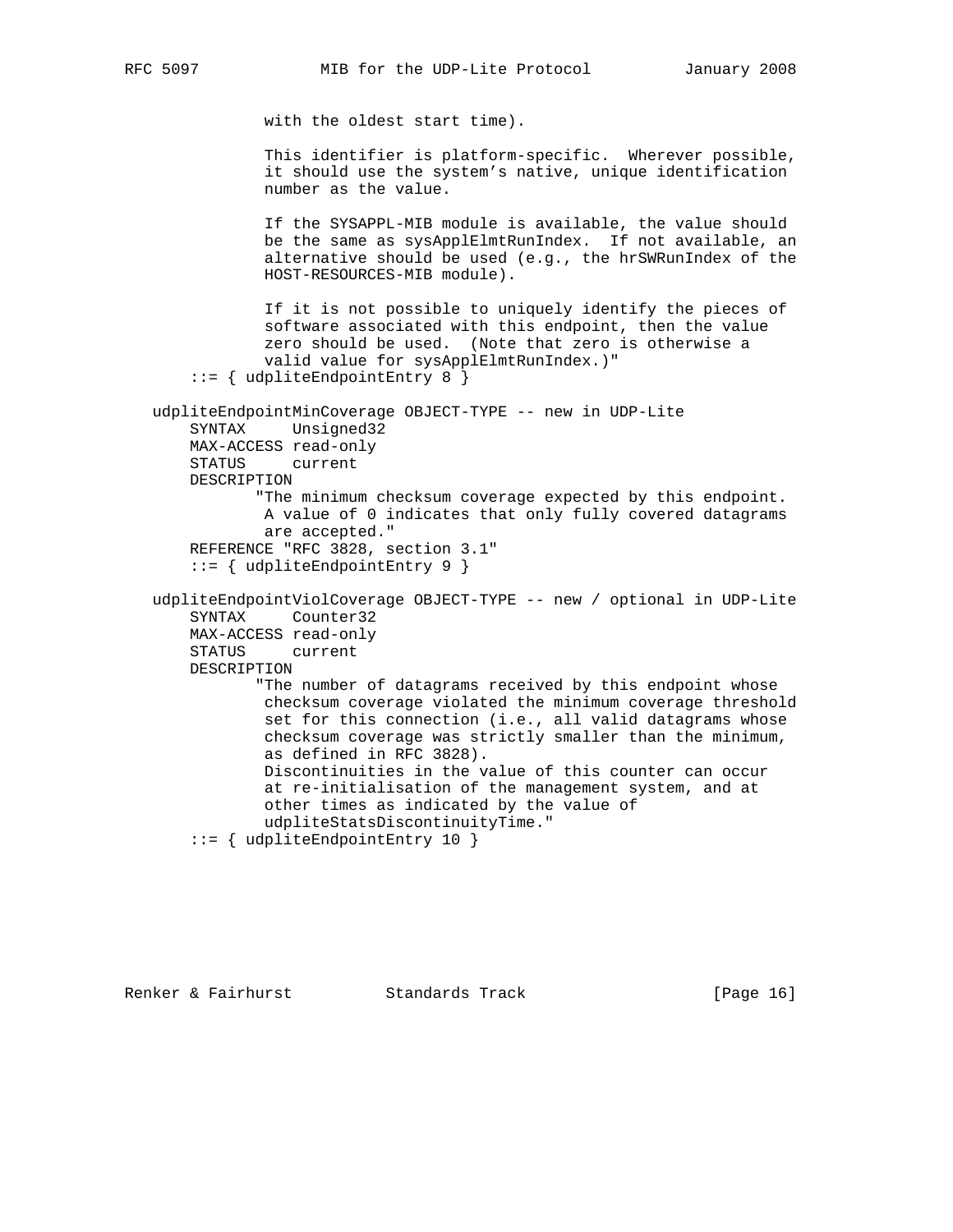```
              with the oldest start time).

              This identifier is platform-specific.  Wherever possible,
              it should use the system's native, unique identification
              number as the value.

              If the SYSAPPL-MIB module is available, the value should
              be the same as sysApplElmtRunIndex.  If not available, an
              alternative should be used (e.g., the hrSWRunIndex of the
              HOST-RESOURCES-MIB module).

              If it is not possible to uniquely identify the pieces of
              software associated with this endpoint, then the value
              zero should be used.  (Note that zero is otherwise a
              valid value for sysApplElmtRunIndex.)"
       ::= { udpliteEndpointEntry 8 }

   udpliteEndpointMinCoverage OBJECT-TYPE -- new in UDP-Lite
       SYNTAX     Unsigned32
       MAX-ACCESS read-only
       STATUS     current
       DESCRIPTION
             "The minimum checksum coverage expected by this endpoint.
              A value of 0 indicates that only fully covered datagrams
              are accepted."
       REFERENCE "RFC 3828, section 3.1"
       ::= { udpliteEndpointEntry 9 }

   udpliteEndpointViolCoverage OBJECT-TYPE -- new / optional in UDP-Lite
       SYNTAX     Counter32
       MAX-ACCESS read-only
       STATUS     current
       DESCRIPTION
             "The number of datagrams received by this endpoint whose
              checksum coverage violated the minimum coverage threshold
              set for this connection (i.e., all valid datagrams whose
              checksum coverage was strictly smaller than the minimum,
              as defined in RFC 3828).
              Discontinuities in the value of this counter can occur
              at re-initialisation of the management system, and at
              other times as indicated by the value of
              udpliteStatsDiscontinuityTime."
       ::= { udpliteEndpointEntry 10 }
```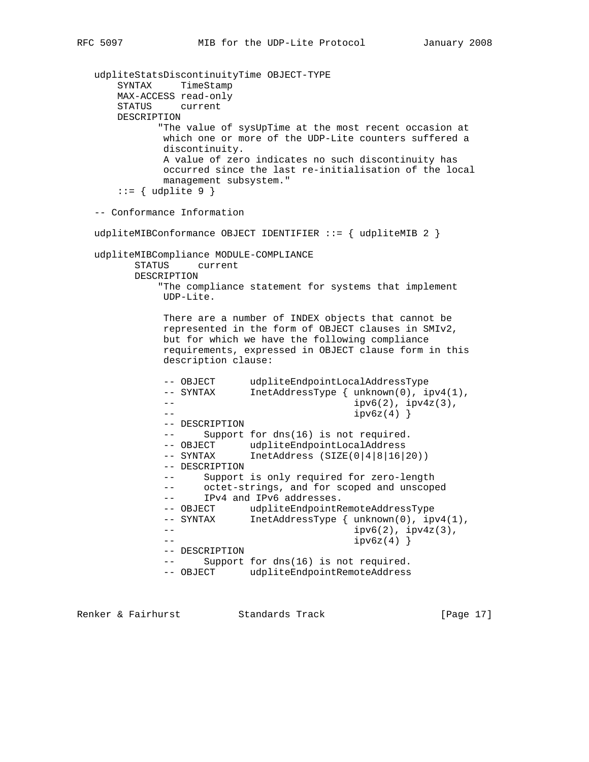```
   udpliteStatsDiscontinuityTime OBJECT-TYPE
       SYNTAX     TimeStamp
       MAX-ACCESS read-only
       STATUS     current
       DESCRIPTION
              "The value of sysUpTime at the most recent occasion at
               which one or more of the UDP-Lite counters suffered a
               discontinuity.
               A value of zero indicates no such discontinuity has
               occurred since the last re-initialisation of the local
               management subsystem."
       ::= { udplite 9 }

   -- Conformance Information

   udpliteMIBConformance OBJECT IDENTIFIER ::= { udpliteMIB 2 }

   udpliteMIBCompliance MODULE-COMPLIANCE
          STATUS     current
          DESCRIPTION
              "The compliance statement for systems that implement
               UDP-Lite.

               There are a number of INDEX objects that cannot be
               represented in the form of OBJECT clauses in SMIv2,
               but for which we have the following compliance
               requirements, expressed in OBJECT clause form in this
               description clause:

               -- OBJECT      udpliteEndpointLocalAddressType
               -- SYNTAX      InetAddressType { unknown(0), ipv4(1),
               --                               ipv6(2), ipv4z(3),
               --                               ipv6z(4) }
               -- DESCRIPTION
               --     Support for dns(16) is not required.
               -- OBJECT      udpliteEndpointLocalAddress
               -- SYNTAX      InetAddress (SIZE(0|4|8|16|20))
               -- DESCRIPTION
               --     Support is only required for zero-length
               --     octet-strings, and for scoped and unscoped
               --     IPv4 and IPv6 addresses.
               -- OBJECT      udpliteEndpointRemoteAddressType
               -- SYNTAX      InetAddressType { unknown(0), ipv4(1),
               --                               ipv6(2), ipv4z(3),
               --                               ipv6z(4) }
               -- DESCRIPTION
               --     Support for dns(16) is not required.
               -- OBJECT      udpliteEndpointRemoteAddress
```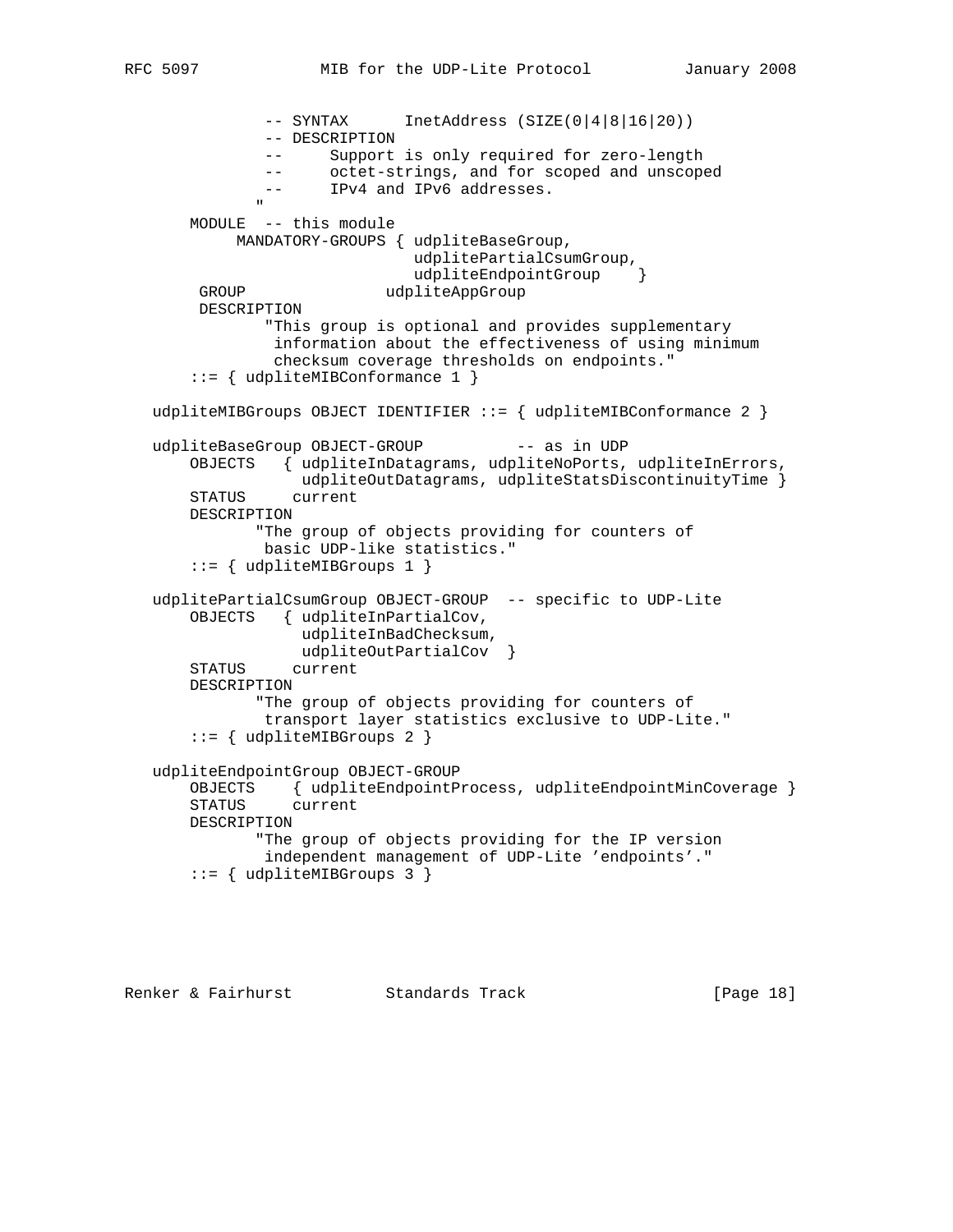```
             -- SYNTAX      InetAddress (SIZE(0|4|8|16|20))
             -- DESCRIPTION
             --      Support is only required for zero-length
             --      octet-strings, and for scoped and unscoped
             --      IPv4 and IPv6 addresses.
            "
      MODULE  -- this module
           MANDATORY-GROUPS { udpliteBaseGroup,
                              udplitePartialCsumGroup,
                              udpliteEndpointGroup    }
       GROUP               udpliteAppGroup
       DESCRIPTION
             "This group is optional and provides supplementary
              information about the effectiveness of using minimum
              checksum coverage thresholds on endpoints."
      ::= { udpliteMIBConformance 1 }

  udpliteMIBGroups OBJECT IDENTIFIER ::= { udpliteMIBConformance 2 }

  udpliteBaseGroup OBJECT-GROUP          -- as in UDP
      OBJECTS   { udpliteInDatagrams, udpliteNoPorts, udpliteInErrors,
                  udpliteOutDatagrams, udpliteStatsDiscontinuityTime }
      STATUS     current
      DESCRIPTION
             "The group of objects providing for counters of
              basic UDP-like statistics."
      ::= { udpliteMIBGroups 1 }

  udplitePartialCsumGroup OBJECT-GROUP  -- specific to UDP-Lite
      OBJECTS   { udpliteInPartialCov,
                  udpliteInBadChecksum,
                  udpliteOutPartialCov  }
      STATUS     current
      DESCRIPTION
             "The group of objects providing for counters of
              transport layer statistics exclusive to UDP-Lite."
      ::= { udpliteMIBGroups 2 }

  udpliteEndpointGroup OBJECT-GROUP
      OBJECTS    { udpliteEndpointProcess, udpliteEndpointMinCoverage }
      STATUS     current
      DESCRIPTION
             "The group of objects providing for the IP version
              independent management of UDP-Lite 'endpoints'."
      ::= { udpliteMIBGroups 3 }
```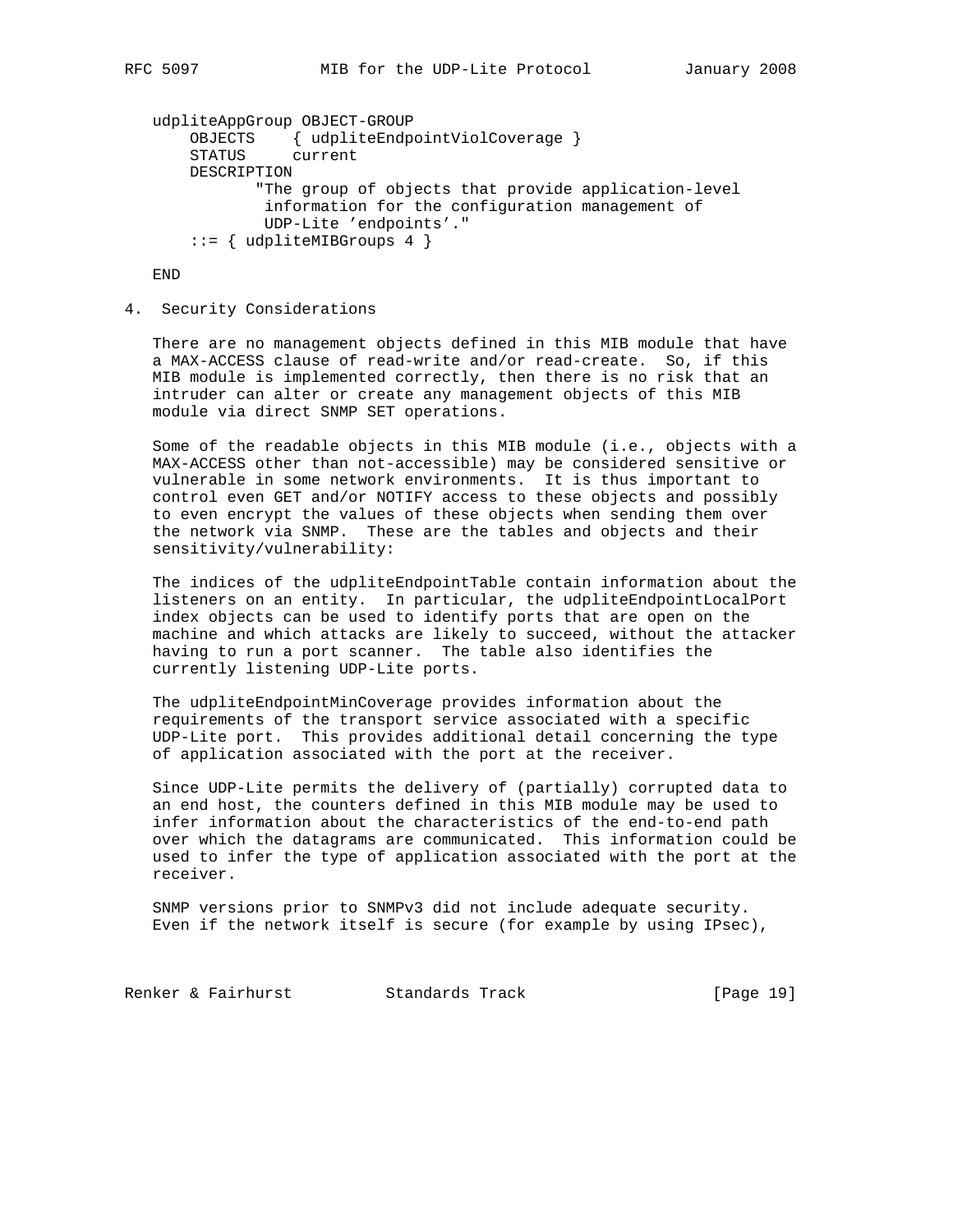```
udpliteAppGroup OBJECT-GROUP
    OBJECTS    { udpliteEndpointViolCoverage }
    STATUS     current
    DESCRIPTION
          "The group of objects that provide application-level
           information for the configuration management of
           UDP-Lite 'endpoints'."
    ::= { udpliteMIBGroups 4 }

END
```

## 4. Security Considerations

There are no management objects defined in this MIB module that have a MAX-ACCESS clause of read-write and/or read-create. So, if this MIB module is implemented correctly, then there is no risk that an intruder can alter or create any management objects of this MIB module via direct SNMP SET operations.

Some of the readable objects in this MIB module (i.e., objects with a MAX-ACCESS other than not-accessible) may be considered sensitive or vulnerable in some network environments. It is thus important to control even GET and/or NOTIFY access to these objects and possibly to even encrypt the values of these objects when sending them over the network via SNMP. These are the tables and objects and their sensitivity/vulnerability:

The indices of the udpliteEndpointTable contain information about the listeners on an entity. In particular, the udpliteEndpointLocalPort index objects can be used to identify ports that are open on the machine and which attacks are likely to succeed, without the attacker having to run a port scanner. The table also identifies the currently listening UDP-Lite ports.

The udpliteEndpointMinCoverage provides information about the requirements of the transport service associated with a specific UDP-Lite port. This provides additional detail concerning the type of application associated with the port at the receiver.

Since UDP-Lite permits the delivery of (partially) corrupted data to an end host, the counters defined in this MIB module may be used to infer information about the characteristics of the end-to-end path over which the datagrams are communicated. This information could be used to infer the type of application associated with the port at the receiver.

SNMP versions prior to SNMPv3 did not include adequate security. Even if the network itself is secure (for example by using IPsec),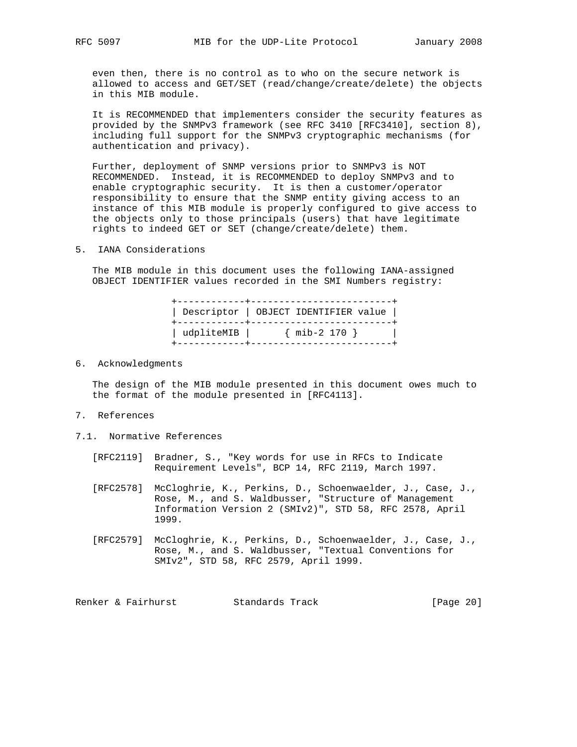even then, there is no control as to who on the secure network is allowed to access and GET/SET (read/change/create/delete) the objects in this MIB module.

It is RECOMMENDED that implementers consider the security features as provided by the SNMPv3 framework (see RFC 3410 [RFC3410], section 8), including full support for the SNMPv3 cryptographic mechanisms (for authentication and privacy).

Further, deployment of SNMP versions prior to SNMPv3 is NOT RECOMMENDED. Instead, it is RECOMMENDED to deploy SNMPv3 and to enable cryptographic security. It is then a customer/operator responsibility to ensure that the SNMP entity giving access to an instance of this MIB module is properly configured to give access to the objects only to those principals (users) that have legitimate rights to indeed GET or SET (change/create/delete) them.

## 5. IANA Considerations

The MIB module in this document uses the following IANA-assigned OBJECT IDENTIFIER values recorded in the SMI Numbers registry:

| Descriptor | OBJECT IDENTIFIER value |
|---|---|
| udpliteMIB | { mib-2 170 } |

## 6. Acknowledgments

The design of the MIB module presented in this document owes much to the format of the module presented in [RFC4113].

## 7. References

### 7.1. Normative References

[RFC2119] Bradner, S., "Key words for use in RFCs to Indicate Requirement Levels", BCP 14, RFC 2119, March 1997.

[RFC2578] McCloghrie, K., Perkins, D., Schoenwaelder, J., Case, J., Rose, M., and S. Waldbusser, "Structure of Management Information Version 2 (SMIv2)", STD 58, RFC 2578, April 1999.

[RFC2579] McCloghrie, K., Perkins, D., Schoenwaelder, J., Case, J., Rose, M., and S. Waldbusser, "Textual Conventions for SMIv2", STD 58, RFC 2579, April 1999.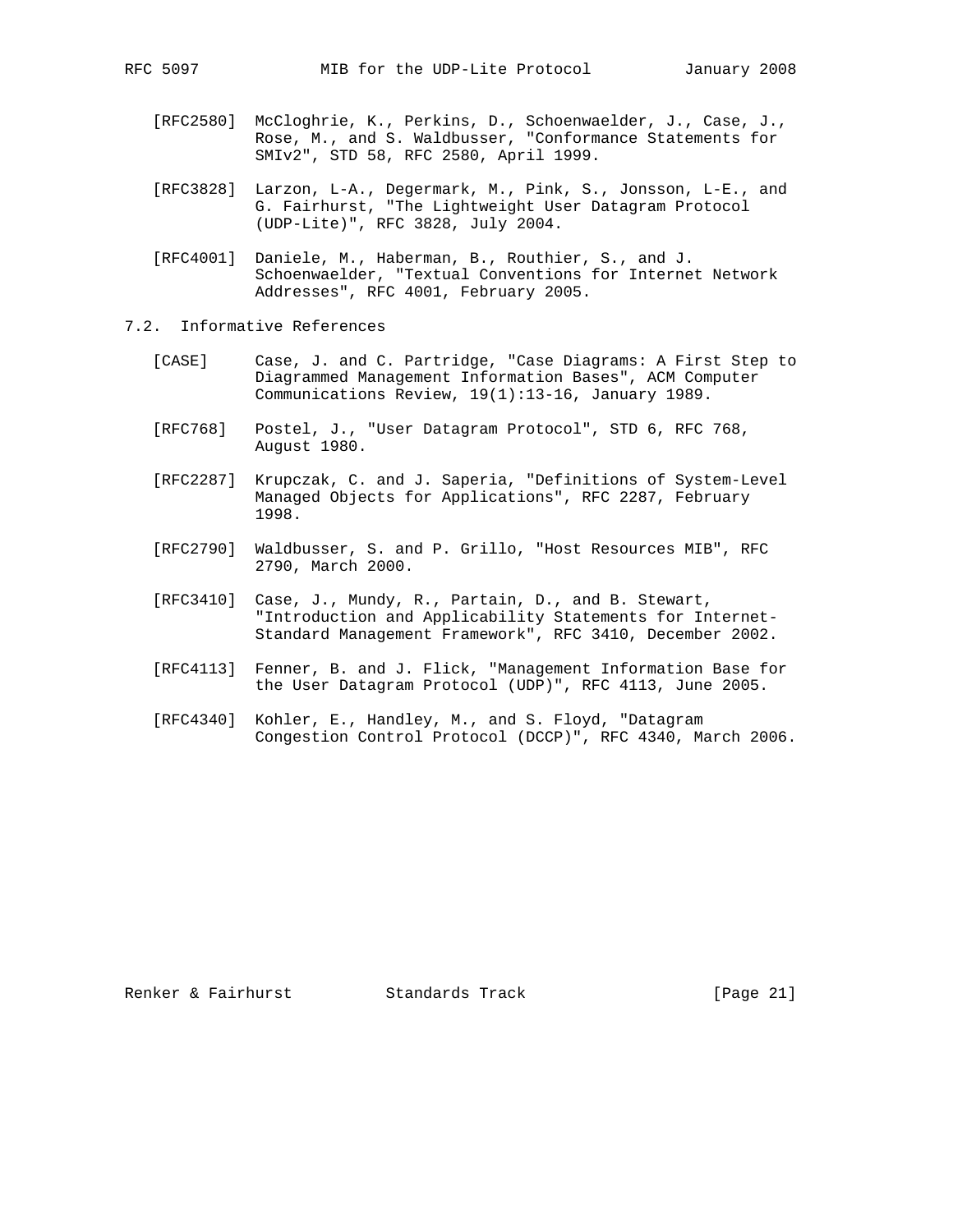[RFC2580] McCloghrie, K., Perkins, D., Schoenwaelder, J., Case, J., Rose, M., and S. Waldbusser, "Conformance Statements for SMIv2", STD 58, RFC 2580, April 1999.

[RFC3828] Larzon, L-A., Degermark, M., Pink, S., Jonsson, L-E., and G. Fairhurst, "The Lightweight User Datagram Protocol (UDP-Lite)", RFC 3828, July 2004.

[RFC4001] Daniele, M., Haberman, B., Routhier, S., and J. Schoenwaelder, "Textual Conventions for Internet Network Addresses", RFC 4001, February 2005.

### 7.2. Informative References

[CASE] Case, J. and C. Partridge, "Case Diagrams: A First Step to Diagrammed Management Information Bases", ACM Computer Communications Review, 19(1):13-16, January 1989.

[RFC768] Postel, J., "User Datagram Protocol", STD 6, RFC 768, August 1980.

[RFC2287] Krupczak, C. and J. Saperia, "Definitions of System-Level Managed Objects for Applications", RFC 2287, February 1998.

[RFC2790] Waldbusser, S. and P. Grillo, "Host Resources MIB", RFC 2790, March 2000.

[RFC3410] Case, J., Mundy, R., Partain, D., and B. Stewart, "Introduction and Applicability Statements for Internet-Standard Management Framework", RFC 3410, December 2002.

[RFC4113] Fenner, B. and J. Flick, "Management Information Base for the User Datagram Protocol (UDP)", RFC 4113, June 2005.

[RFC4340] Kohler, E., Handley, M., and S. Floyd, "Datagram Congestion Control Protocol (DCCP)", RFC 4340, March 2006.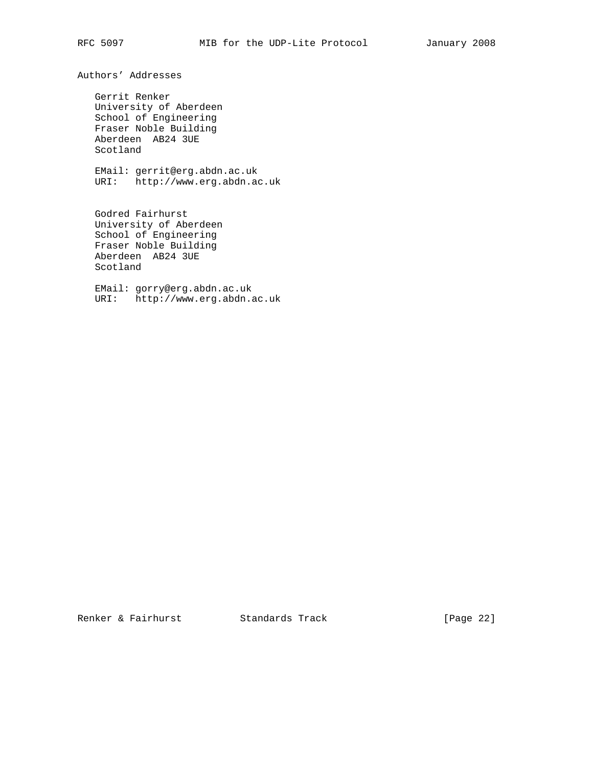## Authors' Addresses

Gerrit Renker
University of Aberdeen
School of Engineering
Fraser Noble Building
Aberdeen  AB24 3UE
Scotland

EMail: gerrit@erg.abdn.ac.uk
URI:   http://www.erg.abdn.ac.uk

Godred Fairhurst
University of Aberdeen
School of Engineering
Fraser Noble Building
Aberdeen  AB24 3UE
Scotland

EMail: gorry@erg.abdn.ac.uk
URI:   http://www.erg.abdn.ac.uk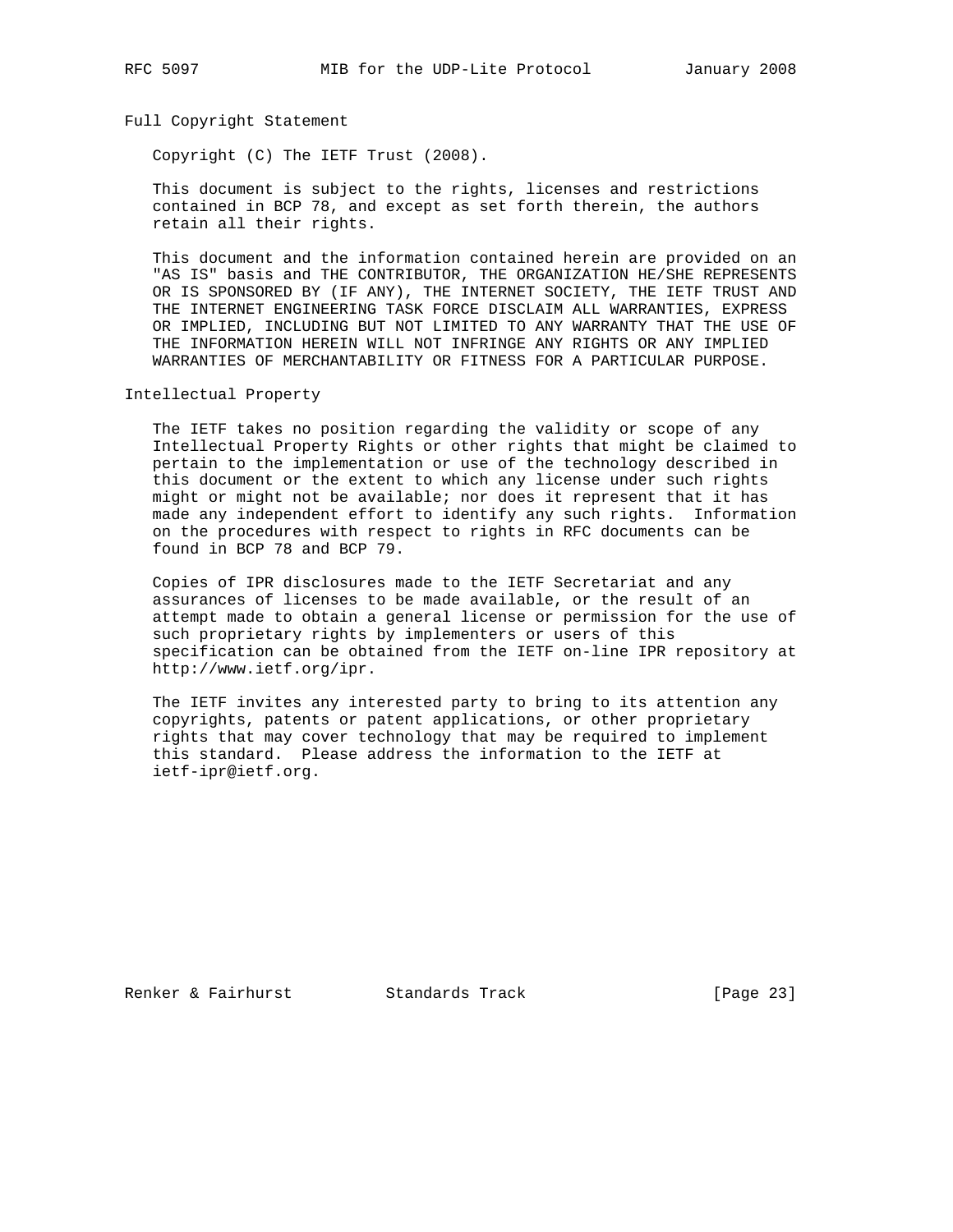## Full Copyright Statement

Copyright (C) The IETF Trust (2008).

This document is subject to the rights, licenses and restrictions contained in BCP 78, and except as set forth therein, the authors retain all their rights.

This document and the information contained herein are provided on an "AS IS" basis and THE CONTRIBUTOR, THE ORGANIZATION HE/SHE REPRESENTS OR IS SPONSORED BY (IF ANY), THE INTERNET SOCIETY, THE IETF TRUST AND THE INTERNET ENGINEERING TASK FORCE DISCLAIM ALL WARRANTIES, EXPRESS OR IMPLIED, INCLUDING BUT NOT LIMITED TO ANY WARRANTY THAT THE USE OF THE INFORMATION HEREIN WILL NOT INFRINGE ANY RIGHTS OR ANY IMPLIED WARRANTIES OF MERCHANTABILITY OR FITNESS FOR A PARTICULAR PURPOSE.

## Intellectual Property

The IETF takes no position regarding the validity or scope of any Intellectual Property Rights or other rights that might be claimed to pertain to the implementation or use of the technology described in this document or the extent to which any license under such rights might or might not be available; nor does it represent that it has made any independent effort to identify any such rights. Information on the procedures with respect to rights in RFC documents can be found in BCP 78 and BCP 79.

Copies of IPR disclosures made to the IETF Secretariat and any assurances of licenses to be made available, or the result of an attempt made to obtain a general license or permission for the use of such proprietary rights by implementers or users of this specification can be obtained from the IETF on-line IPR repository at http://www.ietf.org/ipr.

The IETF invites any interested party to bring to its attention any copyrights, patents or patent applications, or other proprietary rights that may cover technology that may be required to implement this standard. Please address the information to the IETF at ietf-ipr@ietf.org.